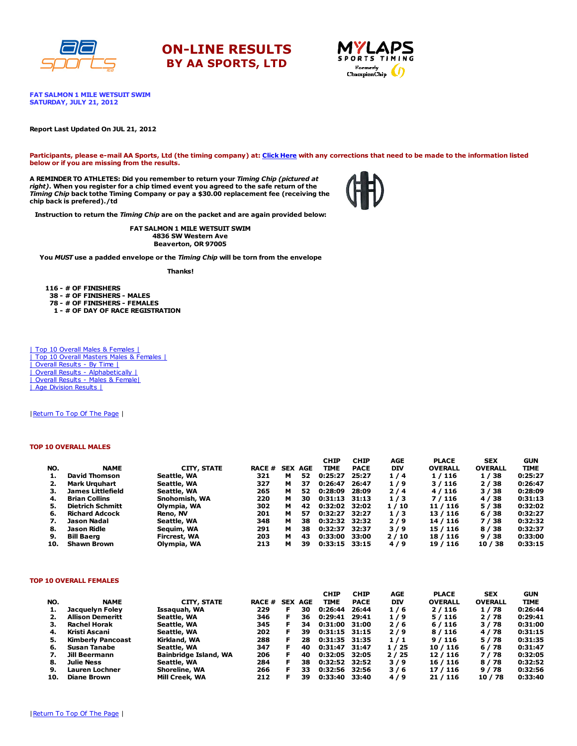# ON-LINE RESULTS BY AA SPORTS, LTD

**FAT SALMON 1 MILE WETSUIT SWIM**
**SATURDAY, JULY 21, 2012**

**Report Last Updated On JUL 21, 2012**

**Participants, please e-mail AA Sports, Ltd (the timing company) at: Click Here with any corrections that need to be made to the information listed below or if you are missing from the results.**

**A REMINDER TO ATHLETES: Did you remember to return your *Timing Chip (pictured at right)*. When you register for a chip timed event you agreed to the safe return of the *Timing Chip* back tothe Timing Company or pay a $30.00 replacement fee (receiving the chip back is prefered)./td**

**Instruction to return the *Timing Chip* are on the packet and are again provided below:**

**FAT SALMON 1 MILE WETSUIT SWIM**
**4836 SW Western Ave**
**Beaverton, OR 97005**

**You *MUST* use a padded envelope or the *Timing Chip* will be torn from the envelope**

**Thanks!**

**116 - # OF FINISHERS**
**38 - # OF FINISHERS - MALES**
**78 - # OF FINISHERS - FEMALES**
**1 - # OF DAY OF RACE REGISTRATION**

| Top 10 Overall Males & Females |
| Top 10 Overall Masters Males & Females |
| Overall Results - By Time |
| Overall Results - Alphabetically |
| Overall Results - Males & Female|
| Age Division Results |

|Return To Top Of The Page |

## TOP 10 OVERALL MALES

| NO. | NAME | CITY, STATE | RACE # | SEX | AGE | CHIP TIME | CHIP PACE | AGE DIV | PLACE OVERALL | SEX OVERALL | GUN TIME |
|---|---|---|---|---|---|---|---|---|---|---|---|
| 1. | David Thomson | Seattle, WA | 321 | M | 52 | 0:25:27 | 25:27 | 1 / 4 | 1 / 116 | 1 / 38 | 0:25:27 |
| 2. | Mark Urquhart | Seattle, WA | 327 | M | 37 | 0:26:47 | 26:47 | 1 / 9 | 3 / 116 | 2 / 38 | 0:26:47 |
| 3. | James Littlefield | Seattle, WA | 265 | M | 52 | 0:28:09 | 28:09 | 2 / 4 | 4 / 116 | 3 / 38 | 0:28:09 |
| 4. | Brian Collins | Snohomish, WA | 220 | M | 30 | 0:31:13 | 31:13 | 1 / 3 | 7 / 116 | 4 / 38 | 0:31:13 |
| 5. | Dietrich Schmitt | Olympia, WA | 302 | M | 42 | 0:32:02 | 32:02 | 1 / 10 | 11 / 116 | 5 / 38 | 0:32:02 |
| 6. | Richard Adcock | Reno, NV | 201 | M | 57 | 0:32:27 | 32:27 | 1 / 3 | 13 / 116 | 6 / 38 | 0:32:27 |
| 7. | Jason Nadal | Seattle, WA | 348 | M | 38 | 0:32:32 | 32:32 | 2 / 9 | 14 / 116 | 7 / 38 | 0:32:32 |
| 8. | Jason Ridle | Sequim, WA | 291 | M | 38 | 0:32:37 | 32:37 | 3 / 9 | 15 / 116 | 8 / 38 | 0:32:37 |
| 9. | Bill Baerg | Fircrest, WA | 203 | M | 43 | 0:33:00 | 33:00 | 2 / 10 | 18 / 116 | 9 / 38 | 0:33:00 |
| 10. | Shawn Brown | Olympia, WA | 213 | M | 39 | 0:33:15 | 33:15 | 4 / 9 | 19 / 116 | 10 / 38 | 0:33:15 |

## TOP 10 OVERALL FEMALES

| NO. | NAME | CITY, STATE | RACE # | SEX | AGE | CHIP TIME | CHIP PACE | AGE DIV | PLACE OVERALL | SEX OVERALL | GUN TIME |
|---|---|---|---|---|---|---|---|---|---|---|---|
| 1. | Jacquelyn Foley | Issaquah, WA | 229 | F | 30 | 0:26:44 | 26:44 | 1 / 6 | 2 / 116 | 1 / 78 | 0:26:44 |
| 2. | Allison Demeritt | Seattle, WA | 346 | F | 36 | 0:29:41 | 29:41 | 1 / 9 | 5 / 116 | 2 / 78 | 0:29:41 |
| 3. | Rachel Horak | Seattle, WA | 345 | F | 34 | 0:31:00 | 31:00 | 2 / 6 | 6 / 116 | 3 / 78 | 0:31:00 |
| 4. | Kristi Ascani | Seattle, WA | 202 | F | 39 | 0:31:15 | 31:15 | 2 / 9 | 8 / 116 | 4 / 78 | 0:31:15 |
| 5. | Kimberly Pancoast | Kirkland, WA | 288 | F | 28 | 0:31:35 | 31:35 | 1 / 1 | 9 / 116 | 5 / 78 | 0:31:35 |
| 6. | Susan Tanabe | Seattle, WA | 347 | F | 40 | 0:31:47 | 31:47 | 1 / 25 | 10 / 116 | 6 / 78 | 0:31:47 |
| 7. | Jill Beermann | Bainbridge Island, WA | 206 | F | 40 | 0:32:05 | 32:05 | 2 / 25 | 12 / 116 | 7 / 78 | 0:32:05 |
| 8. | Julie Ness | Seattle, WA | 284 | F | 38 | 0:32:52 | 32:52 | 3 / 9 | 16 / 116 | 8 / 78 | 0:32:52 |
| 9. | Lauren Lochner | Shoreline, WA | 266 | F | 33 | 0:32:56 | 32:56 | 3 / 6 | 17 / 116 | 9 / 78 | 0:32:56 |
| 10. | Diane Brown | Mill Creek, WA | 212 | F | 39 | 0:33:40 | 33:40 | 4 / 9 | 21 / 116 | 10 / 78 | 0:33:40 |

|Return To Top Of The Page |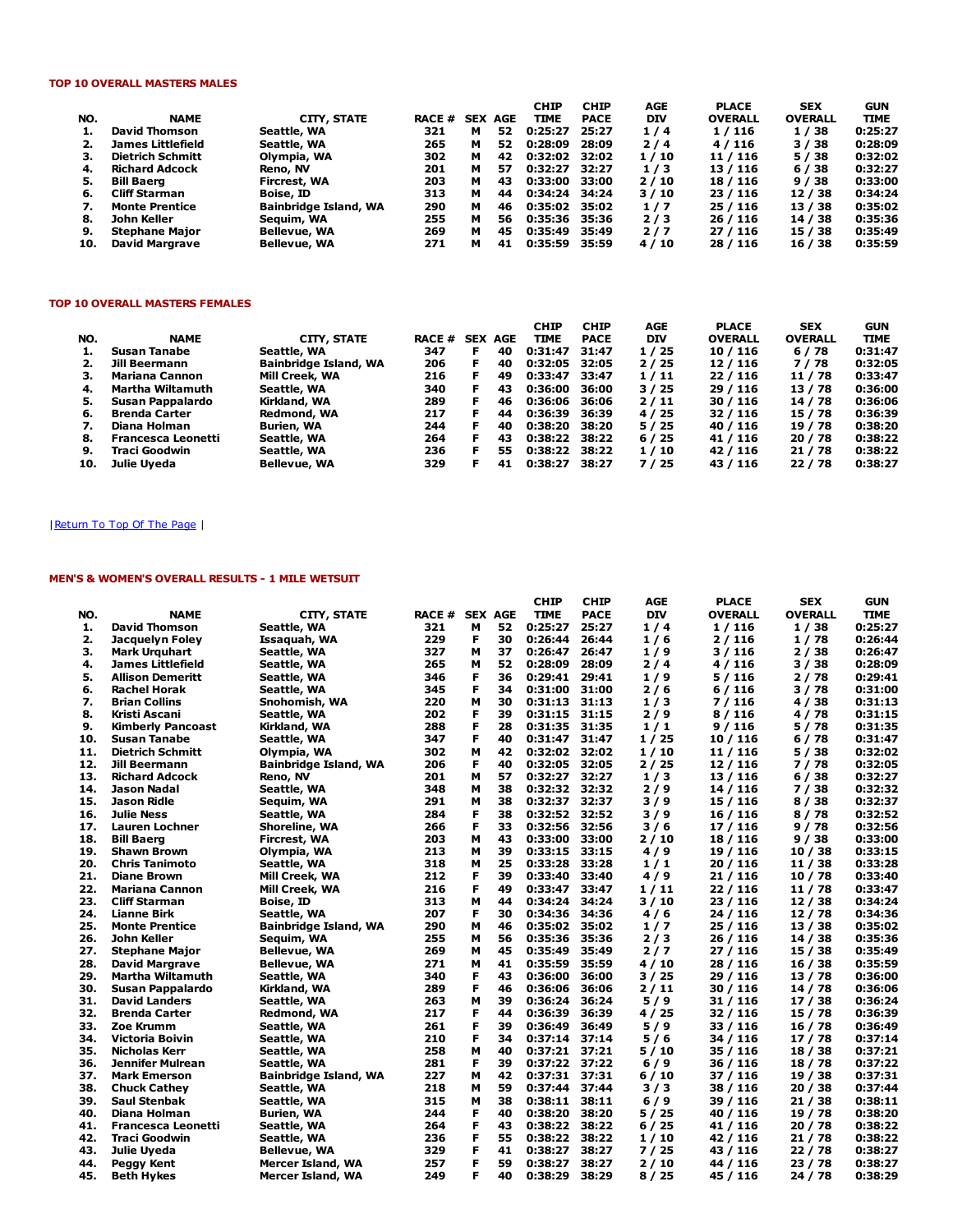#### TOP 10 OVERALL MASTERS MALES

| NO. | NAME | CITY, STATE | RACE # | SEX | AGE | CHIP TIME | CHIP PACE | AGE DIV | PLACE OVERALL | SEX OVERALL | GUN TIME |
|---|---|---|---|---|---|---|---|---|---|---|---|
| 1. | David Thomson | Seattle, WA | 321 | M | 52 | 0:25:27 | 25:27 | 1 / 4 | 1 / 116 | 1 / 38 | 0:25:27 |
| 2. | James Littlefield | Seattle, WA | 265 | M | 52 | 0:28:09 | 28:09 | 2 / 4 | 4 / 116 | 3 / 38 | 0:28:09 |
| 3. | Dietrich Schmitt | Olympia, WA | 302 | M | 42 | 0:32:02 | 32:02 | 1 / 10 | 11 / 116 | 5 / 38 | 0:32:02 |
| 4. | Richard Adcock | Reno, NV | 201 | M | 57 | 0:32:27 | 32:27 | 1 / 3 | 13 / 116 | 6 / 38 | 0:32:27 |
| 5. | Bill Baerg | Fircrest, WA | 203 | M | 43 | 0:33:00 | 33:00 | 2 / 10 | 18 / 116 | 9 / 38 | 0:33:00 |
| 6. | Cliff Starman | Boise, ID | 313 | M | 44 | 0:34:24 | 34:24 | 3 / 10 | 23 / 116 | 12 / 38 | 0:34:24 |
| 7. | Monte Prentice | Bainbridge Island, WA | 290 | M | 46 | 0:35:02 | 35:02 | 1 / 7 | 25 / 116 | 13 / 38 | 0:35:02 |
| 8. | John Keller | Sequim, WA | 255 | M | 56 | 0:35:36 | 35:36 | 2 / 3 | 26 / 116 | 14 / 38 | 0:35:36 |
| 9. | Stephane Major | Bellevue, WA | 269 | M | 45 | 0:35:49 | 35:49 | 2 / 7 | 27 / 116 | 15 / 38 | 0:35:49 |
| 10. | David Margrave | Bellevue, WA | 271 | M | 41 | 0:35:59 | 35:59 | 4 / 10 | 28 / 116 | 16 / 38 | 0:35:59 |

#### TOP 10 OVERALL MASTERS FEMALES

| NO. | NAME | CITY, STATE | RACE # | SEX | AGE | CHIP TIME | CHIP PACE | AGE DIV | PLACE OVERALL | SEX OVERALL | GUN TIME |
|---|---|---|---|---|---|---|---|---|---|---|---|
| 1. | Susan Tanabe | Seattle, WA | 347 | F | 40 | 0:31:47 | 31:47 | 1 / 25 | 10 / 116 | 6 / 78 | 0:31:47 |
| 2. | Jill Beermann | Bainbridge Island, WA | 206 | F | 40 | 0:32:05 | 32:05 | 2 / 25 | 12 / 116 | 7 / 78 | 0:32:05 |
| 3. | Mariana Cannon | Mill Creek, WA | 216 | F | 49 | 0:33:47 | 33:47 | 1 / 11 | 22 / 116 | 11 / 78 | 0:33:47 |
| 4. | Martha Wiltamuth | Seattle, WA | 340 | F | 43 | 0:36:00 | 36:00 | 3 / 25 | 29 / 116 | 13 / 78 | 0:36:00 |
| 5. | Susan Pappalardo | Kirkland, WA | 289 | F | 46 | 0:36:06 | 36:06 | 2 / 11 | 30 / 116 | 14 / 78 | 0:36:06 |
| 6. | Brenda Carter | Redmond, WA | 217 | F | 44 | 0:36:39 | 36:39 | 4 / 25 | 32 / 116 | 15 / 78 | 0:36:39 |
| 7. | Diana Holman | Burien, WA | 244 | F | 40 | 0:38:20 | 38:20 | 5 / 25 | 40 / 116 | 19 / 78 | 0:38:20 |
| 8. | Francesca Leonetti | Seattle, WA | 264 | F | 43 | 0:38:22 | 38:22 | 6 / 25 | 41 / 116 | 20 / 78 | 0:38:22 |
| 9. | Traci Goodwin | Seattle, WA | 236 | F | 55 | 0:38:22 | 38:22 | 1 / 10 | 42 / 116 | 21 / 78 | 0:38:22 |
| 10. | Julie Uyeda | Bellevue, WA | 329 | F | 41 | 0:38:27 | 38:27 | 7 / 25 | 43 / 116 | 22 / 78 | 0:38:27 |

| Return To Top Of The Page |

#### MEN'S & WOMEN'S OVERALL RESULTS - 1 MILE WETSUIT

| NO. | NAME | CITY, STATE | RACE # | SEX | AGE | CHIP TIME | CHIP PACE | AGE DIV | PLACE OVERALL | SEX OVERALL | GUN TIME |
|---|---|---|---|---|---|---|---|---|---|---|---|
| 1. | David Thomson | Seattle, WA | 321 | M | 52 | 0:25:27 | 25:27 | 1 / 4 | 1 / 116 | 1 / 38 | 0:25:27 |
| 2. | Jacquelyn Foley | Issaquah, WA | 229 | F | 30 | 0:26:44 | 26:44 | 1 / 6 | 2 / 116 | 1 / 78 | 0:26:44 |
| 3. | Mark Urquhart | Seattle, WA | 327 | M | 37 | 0:26:47 | 26:47 | 1 / 9 | 3 / 116 | 2 / 38 | 0:26:47 |
| 4. | James Littlefield | Seattle, WA | 265 | M | 52 | 0:28:09 | 28:09 | 2 / 4 | 4 / 116 | 3 / 38 | 0:28:09 |
| 5. | Allison Demeritt | Seattle, WA | 346 | F | 36 | 0:29:41 | 29:41 | 1 / 9 | 5 / 116 | 2 / 78 | 0:29:41 |
| 6. | Rachel Horak | Seattle, WA | 345 | F | 34 | 0:31:00 | 31:00 | 2 / 6 | 6 / 116 | 3 / 78 | 0:31:00 |
| 7. | Brian Collins | Snohomish, WA | 220 | M | 30 | 0:31:13 | 31:13 | 1 / 3 | 7 / 116 | 4 / 38 | 0:31:13 |
| 8. | Kristi Ascani | Seattle, WA | 202 | F | 39 | 0:31:15 | 31:15 | 2 / 9 | 8 / 116 | 4 / 78 | 0:31:15 |
| 9. | Kimberly Pancoast | Kirkland, WA | 288 | F | 28 | 0:31:35 | 31:35 | 1 / 1 | 9 / 116 | 5 / 78 | 0:31:35 |
| 10. | Susan Tanabe | Seattle, WA | 347 | F | 40 | 0:31:47 | 31:47 | 1 / 25 | 10 / 116 | 6 / 78 | 0:31:47 |
| 11. | Dietrich Schmitt | Olympia, WA | 302 | M | 42 | 0:32:02 | 32:02 | 1 / 10 | 11 / 116 | 5 / 38 | 0:32:02 |
| 12. | Jill Beermann | Bainbridge Island, WA | 206 | F | 40 | 0:32:05 | 32:05 | 2 / 25 | 12 / 116 | 7 / 78 | 0:32:05 |
| 13. | Richard Adcock | Reno, NV | 201 | M | 57 | 0:32:27 | 32:27 | 1 / 3 | 13 / 116 | 6 / 38 | 0:32:27 |
| 14. | Jason Nadal | Seattle, WA | 348 | M | 38 | 0:32:32 | 32:32 | 2 / 9 | 14 / 116 | 7 / 38 | 0:32:32 |
| 15. | Jason Ridle | Sequim, WA | 291 | M | 38 | 0:32:37 | 32:37 | 3 / 9 | 15 / 116 | 8 / 38 | 0:32:37 |
| 16. | Julie Ness | Seattle, WA | 284 | F | 38 | 0:32:52 | 32:52 | 3 / 9 | 16 / 116 | 8 / 78 | 0:32:52 |
| 17. | Lauren Lochner | Shoreline, WA | 266 | F | 33 | 0:32:56 | 32:56 | 3 / 6 | 17 / 116 | 9 / 78 | 0:32:56 |
| 18. | Bill Baerg | Fircrest, WA | 203 | M | 43 | 0:33:00 | 33:00 | 2 / 10 | 18 / 116 | 9 / 38 | 0:33:00 |
| 19. | Shawn Brown | Olympia, WA | 213 | M | 39 | 0:33:15 | 33:15 | 4 / 9 | 19 / 116 | 10 / 38 | 0:33:15 |
| 20. | Chris Tanimoto | Seattle, WA | 318 | M | 25 | 0:33:28 | 33:28 | 1 / 1 | 20 / 116 | 11 / 38 | 0:33:28 |
| 21. | Diane Brown | Mill Creek, WA | 212 | F | 39 | 0:33:40 | 33:40 | 4 / 9 | 21 / 116 | 10 / 78 | 0:33:40 |
| 22. | Mariana Cannon | Mill Creek, WA | 216 | F | 49 | 0:33:47 | 33:47 | 1 / 11 | 22 / 116 | 11 / 78 | 0:33:47 |
| 23. | Cliff Starman | Boise, ID | 313 | M | 44 | 0:34:24 | 34:24 | 3 / 10 | 23 / 116 | 12 / 38 | 0:34:24 |
| 24. | Lianne Birk | Seattle, WA | 207 | F | 30 | 0:34:36 | 34:36 | 4 / 6 | 24 / 116 | 12 / 78 | 0:34:36 |
| 25. | Monte Prentice | Bainbridge Island, WA | 290 | M | 46 | 0:35:02 | 35:02 | 1 / 7 | 25 / 116 | 13 / 38 | 0:35:02 |
| 26. | John Keller | Sequim, WA | 255 | M | 56 | 0:35:36 | 35:36 | 2 / 3 | 26 / 116 | 14 / 38 | 0:35:36 |
| 27. | Stephane Major | Bellevue, WA | 269 | M | 45 | 0:35:49 | 35:49 | 2 / 7 | 27 / 116 | 15 / 38 | 0:35:49 |
| 28. | David Margrave | Bellevue, WA | 271 | M | 41 | 0:35:59 | 35:59 | 4 / 10 | 28 / 116 | 16 / 38 | 0:35:59 |
| 29. | Martha Wiltamuth | Seattle, WA | 340 | F | 43 | 0:36:00 | 36:00 | 3 / 25 | 29 / 116 | 13 / 78 | 0:36:00 |
| 30. | Susan Pappalardo | Kirkland, WA | 289 | F | 46 | 0:36:06 | 36:06 | 2 / 11 | 30 / 116 | 14 / 78 | 0:36:06 |
| 31. | David Landers | Seattle, WA | 263 | M | 39 | 0:36:24 | 36:24 | 5 / 9 | 31 / 116 | 17 / 38 | 0:36:24 |
| 32. | Brenda Carter | Redmond, WA | 217 | F | 44 | 0:36:39 | 36:39 | 4 / 25 | 32 / 116 | 15 / 78 | 0:36:39 |
| 33. | Zoe Krumm | Seattle, WA | 261 | F | 39 | 0:36:49 | 36:49 | 5 / 9 | 33 / 116 | 16 / 78 | 0:36:49 |
| 34. | Victoria Boivin | Seattle, WA | 210 | F | 34 | 0:37:14 | 37:14 | 5 / 6 | 34 / 116 | 17 / 78 | 0:37:14 |
| 35. | Nicholas Kerr | Seattle, WA | 258 | M | 40 | 0:37:21 | 37:21 | 5 / 10 | 35 / 116 | 18 / 38 | 0:37:21 |
| 36. | Jennifer Mulrean | Seattle, WA | 281 | F | 39 | 0:37:22 | 37:22 | 6 / 9 | 36 / 116 | 18 / 78 | 0:37:22 |
| 37. | Mark Emerson | Bainbridge Island, WA | 227 | M | 42 | 0:37:31 | 37:31 | 6 / 10 | 37 / 116 | 19 / 38 | 0:37:31 |
| 38. | Chuck Cathey | Seattle, WA | 218 | M | 59 | 0:37:44 | 37:44 | 3 / 3 | 38 / 116 | 20 / 38 | 0:37:44 |
| 39. | Saul Stenbak | Seattle, WA | 315 | M | 38 | 0:38:11 | 38:11 | 6 / 9 | 39 / 116 | 21 / 38 | 0:38:11 |
| 40. | Diana Holman | Burien, WA | 244 | F | 40 | 0:38:20 | 38:20 | 5 / 25 | 40 / 116 | 19 / 78 | 0:38:20 |
| 41. | Francesca Leonetti | Seattle, WA | 264 | F | 43 | 0:38:22 | 38:22 | 6 / 25 | 41 / 116 | 20 / 78 | 0:38:22 |
| 42. | Traci Goodwin | Seattle, WA | 236 | F | 55 | 0:38:22 | 38:22 | 1 / 10 | 42 / 116 | 21 / 78 | 0:38:22 |
| 43. | Julie Uyeda | Bellevue, WA | 329 | F | 41 | 0:38:27 | 38:27 | 7 / 25 | 43 / 116 | 22 / 78 | 0:38:27 |
| 44. | Peggy Kent | Mercer Island, WA | 257 | F | 59 | 0:38:27 | 38:27 | 2 / 10 | 44 / 116 | 23 / 78 | 0:38:27 |
| 45. | Beth Hykes | Mercer Island, WA | 249 | F | 40 | 0:38:29 | 38:29 | 8 / 25 | 45 / 116 | 24 / 78 | 0:38:29 |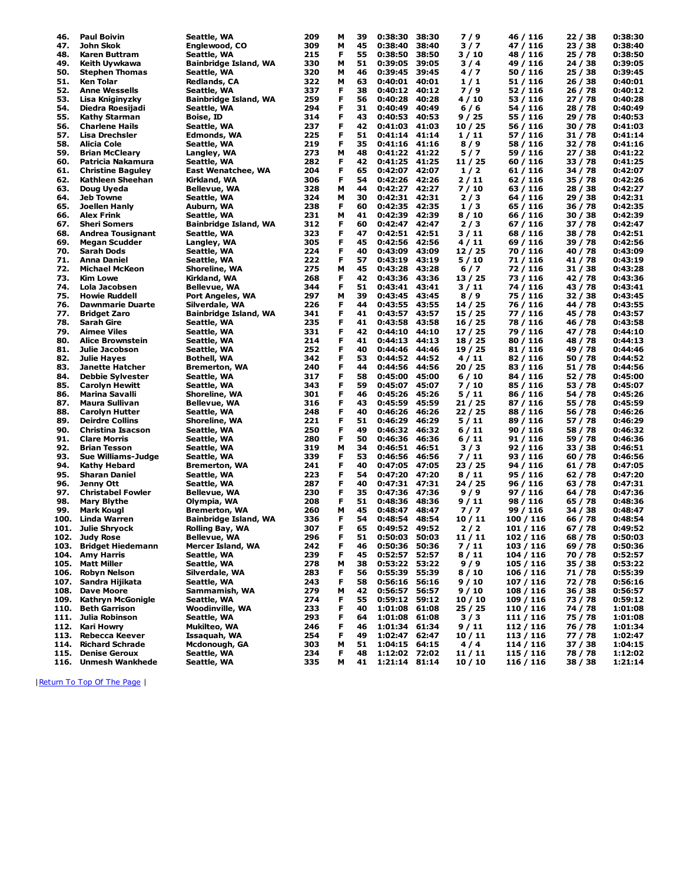| | | | | | | | | | | | |
|---|---|---|---|---|---|---|---|---|---|---|---|
| 46. | Paul Boivin | Seattle, WA | 209 | M | 39 | 0:38:30 | 38:30 | 7 / 9 | 46 / 116 | 22 / 38 | 0:38:30 |
| 47. | John Skok | Englewood, CO | 309 | M | 45 | 0:38:40 | 38:40 | 3 / 7 | 47 / 116 | 23 / 38 | 0:38:40 |
| 48. | Karen Buttram | Seattle, WA | 215 | F | 55 | 0:38:50 | 38:50 | 3 / 10 | 48 / 116 | 25 / 78 | 0:38:50 |
| 49. | Keith Uywkawa | Bainbridge Island, WA | 330 | M | 51 | 0:39:05 | 39:05 | 3 / 4 | 49 / 116 | 24 / 38 | 0:39:05 |
| 50. | Stephen Thomas | Seattle, WA | 320 | M | 46 | 0:39:45 | 39:45 | 4 / 7 | 50 / 116 | 25 / 38 | 0:39:45 |
| 51. | Ken Tolar | Redlands, CA | 322 | M | 63 | 0:40:01 | 40:01 | 1 / 1 | 51 / 116 | 26 / 38 | 0:40:01 |
| 52. | Anne Wessells | Seattle, WA | 337 | F | 38 | 0:40:12 | 40:12 | 7 / 9 | 52 / 116 | 26 / 78 | 0:40:12 |
| 53. | Lisa Kniginyzky | Bainbridge Island, WA | 259 | F | 56 | 0:40:28 | 40:28 | 4 / 10 | 53 / 116 | 27 / 78 | 0:40:28 |
| 54. | Diedra Roesijadi | Seattle, WA | 294 | F | 31 | 0:40:49 | 40:49 | 6 / 6 | 54 / 116 | 28 / 78 | 0:40:49 |
| 55. | Kathy Starman | Boise, ID | 314 | F | 43 | 0:40:53 | 40:53 | 9 / 25 | 55 / 116 | 29 / 78 | 0:40:53 |
| 56. | Charlene Hails | Seattle, WA | 237 | F | 42 | 0:41:03 | 41:03 | 10 / 25 | 56 / 116 | 30 / 78 | 0:41:03 |
| 57. | Lisa Drechsler | Edmonds, WA | 225 | F | 51 | 0:41:14 | 41:14 | 1 / 11 | 57 / 116 | 31 / 78 | 0:41:14 |
| 58. | Alicia Cole | Seattle, WA | 219 | F | 35 | 0:41:16 | 41:16 | 8 / 9 | 58 / 116 | 32 / 78 | 0:41:16 |
| 59. | Brian McCleary | Langley, WA | 273 | M | 48 | 0:41:22 | 41:22 | 5 / 7 | 59 / 116 | 27 / 38 | 0:41:22 |
| 60. | Patricia Nakamura | Seattle, WA | 282 | F | 42 | 0:41:25 | 41:25 | 11 / 25 | 60 / 116 | 33 / 78 | 0:41:25 |
| 61. | Christine Baguley | East Wenatchee, WA | 204 | F | 65 | 0:42:07 | 42:07 | 1 / 2 | 61 / 116 | 34 / 78 | 0:42:07 |
| 62. | Kathleen Sheehan | Kirkland, WA | 306 | F | 54 | 0:42:26 | 42:26 | 2 / 11 | 62 / 116 | 35 / 78 | 0:42:26 |
| 63. | Doug Uyeda | Bellevue, WA | 328 | M | 44 | 0:42:27 | 42:27 | 7 / 10 | 63 / 116 | 28 / 38 | 0:42:27 |
| 64. | Jeb Towne | Seattle, WA | 324 | M | 30 | 0:42:31 | 42:31 | 2 / 3 | 64 / 116 | 29 / 38 | 0:42:31 |
| 65. | Joellen Hanly | Auburn, WA | 238 | F | 60 | 0:42:35 | 42:35 | 1 / 3 | 65 / 116 | 36 / 78 | 0:42:35 |
| 66. | Alex Frink | Seattle, WA | 231 | M | 41 | 0:42:39 | 42:39 | 8 / 10 | 66 / 116 | 30 / 38 | 0:42:39 |
| 67. | Sheri Somers | Bainbridge Island, WA | 312 | F | 60 | 0:42:47 | 42:47 | 2 / 3 | 67 / 116 | 37 / 78 | 0:42:47 |
| 68. | Andrea Tousignant | Seattle, WA | 323 | F | 47 | 0:42:51 | 42:51 | 3 / 11 | 68 / 116 | 38 / 78 | 0:42:51 |
| 69. | Megan Scudder | Langley, WA | 305 | F | 45 | 0:42:56 | 42:56 | 4 / 11 | 69 / 116 | 39 / 78 | 0:42:56 |
| 70. | Sarah Dods | Seattle, WA | 224 | F | 40 | 0:43:09 | 43:09 | 12 / 25 | 70 / 116 | 40 / 78 | 0:43:09 |
| 71. | Anna Daniel | Seattle, WA | 222 | F | 57 | 0:43:19 | 43:19 | 5 / 10 | 71 / 116 | 41 / 78 | 0:43:19 |
| 72. | Michael McKeon | Shoreline, WA | 275 | M | 45 | 0:43:28 | 43:28 | 6 / 7 | 72 / 116 | 31 / 38 | 0:43:28 |
| 73. | Kim Lowe | Kirkland, WA | 268 | F | 42 | 0:43:36 | 43:36 | 13 / 25 | 73 / 116 | 42 / 78 | 0:43:36 |
| 74. | Lola Jacobsen | Bellevue, WA | 344 | F | 51 | 0:43:41 | 43:41 | 3 / 11 | 74 / 116 | 43 / 78 | 0:43:41 |
| 75. | Howie Ruddell | Port Angeles, WA | 297 | M | 39 | 0:43:45 | 43:45 | 8 / 9 | 75 / 116 | 32 / 38 | 0:43:45 |
| 76. | Dawnmarie Duarte | Silverdale, WA | 226 | F | 44 | 0:43:55 | 43:55 | 14 / 25 | 76 / 116 | 44 / 78 | 0:43:55 |
| 77. | Bridget Zaro | Bainbridge Island, WA | 341 | F | 41 | 0:43:57 | 43:57 | 15 / 25 | 77 / 116 | 45 / 78 | 0:43:57 |
| 78. | Sarah Gire | Seattle, WA | 235 | F | 41 | 0:43:58 | 43:58 | 16 / 25 | 78 / 116 | 46 / 78 | 0:43:58 |
| 79. | Aimee Viles | Seattle, WA | 331 | F | 42 | 0:44:10 | 44:10 | 17 / 25 | 79 / 116 | 47 / 78 | 0:44:10 |
| 80. | Alice Brownstein | Seattle, WA | 214 | F | 41 | 0:44:13 | 44:13 | 18 / 25 | 80 / 116 | 48 / 78 | 0:44:13 |
| 81. | Julie Jacobson | Seattle, WA | 252 | F | 40 | 0:44:46 | 44:46 | 19 / 25 | 81 / 116 | 49 / 78 | 0:44:46 |
| 82. | Julie Hayes | Bothell, WA | 342 | F | 53 | 0:44:52 | 44:52 | 4 / 11 | 82 / 116 | 50 / 78 | 0:44:52 |
| 83. | Janette Hatcher | Bremerton, WA | 240 | F | 44 | 0:44:56 | 44:56 | 20 / 25 | 83 / 116 | 51 / 78 | 0:44:56 |
| 84. | Debbie Sylvester | Seattle, WA | 317 | F | 58 | 0:45:00 | 45:00 | 6 / 10 | 84 / 116 | 52 / 78 | 0:45:00 |
| 85. | Carolyn Hewitt | Seattle, WA | 343 | F | 59 | 0:45:07 | 45:07 | 7 / 10 | 85 / 116 | 53 / 78 | 0:45:07 |
| 86. | Marina Savalli | Shoreline, WA | 301 | F | 46 | 0:45:26 | 45:26 | 5 / 11 | 86 / 116 | 54 / 78 | 0:45:26 |
| 87. | Maura Sullivan | Bellevue, WA | 316 | F | 43 | 0:45:59 | 45:59 | 21 / 25 | 87 / 116 | 55 / 78 | 0:45:59 |
| 88. | Carolyn Hutter | Seattle, WA | 248 | F | 40 | 0:46:26 | 46:26 | 22 / 25 | 88 / 116 | 56 / 78 | 0:46:26 |
| 89. | Deirdre Collins | Shoreline, WA | 221 | F | 51 | 0:46:29 | 46:29 | 5 / 11 | 89 / 116 | 57 / 78 | 0:46:29 |
| 90. | Christina Isacson | Seattle, WA | 250 | F | 49 | 0:46:32 | 46:32 | 6 / 11 | 90 / 116 | 58 / 78 | 0:46:32 |
| 91. | Clare Morris | Seattle, WA | 280 | F | 50 | 0:46:36 | 46:36 | 6 / 11 | 91 / 116 | 59 / 78 | 0:46:36 |
| 92. | Brian Tesson | Seattle, WA | 319 | M | 34 | 0:46:51 | 46:51 | 3 / 3 | 92 / 116 | 33 / 38 | 0:46:51 |
| 93. | Sue Williams-Judge | Seattle, WA | 339 | F | 53 | 0:46:56 | 46:56 | 7 / 11 | 93 / 116 | 60 / 78 | 0:46:56 |
| 94. | Kathy Hebard | Bremerton, WA | 241 | F | 40 | 0:47:05 | 47:05 | 23 / 25 | 94 / 116 | 61 / 78 | 0:47:05 |
| 95. | Sharan Daniel | Seattle, WA | 223 | F | 54 | 0:47:20 | 47:20 | 8 / 11 | 95 / 116 | 62 / 78 | 0:47:20 |
| 96. | Jenny Ott | Seattle, WA | 287 | F | 40 | 0:47:31 | 47:31 | 24 / 25 | 96 / 116 | 63 / 78 | 0:47:31 |
| 97. | Christabel Fowler | Bellevue, WA | 230 | F | 35 | 0:47:36 | 47:36 | 9 / 9 | 97 / 116 | 64 / 78 | 0:47:36 |
| 98. | Mary Blythe | Olympia, WA | 208 | F | 51 | 0:48:36 | 48:36 | 9 / 11 | 98 / 116 | 65 / 78 | 0:48:36 |
| 99. | Mark Kougl | Bremerton, WA | 260 | M | 45 | 0:48:47 | 48:47 | 7 / 7 | 99 / 116 | 34 / 38 | 0:48:47 |
| 100. | Linda Warren | Bainbridge Island, WA | 336 | F | 54 | 0:48:54 | 48:54 | 10 / 11 | 100 / 116 | 66 / 78 | 0:48:54 |
| 101. | Julie Shryock | Rolling Bay, WA | 307 | F | 65 | 0:49:52 | 49:52 | 2 / 2 | 101 / 116 | 67 / 78 | 0:49:52 |
| 102. | Judy Rose | Bellevue, WA | 296 | F | 51 | 0:50:03 | 50:03 | 11 / 11 | 102 / 116 | 68 / 78 | 0:50:03 |
| 103. | Bridget Hiedemann | Mercer Island, WA | 242 | F | 46 | 0:50:36 | 50:36 | 7 / 11 | 103 / 116 | 69 / 78 | 0:50:36 |
| 104. | Amy Harris | Seattle, WA | 239 | F | 45 | 0:52:57 | 52:57 | 8 / 11 | 104 / 116 | 70 / 78 | 0:52:57 |
| 105. | Matt Miller | Seattle, WA | 278 | M | 38 | 0:53:22 | 53:22 | 9 / 9 | 105 / 116 | 35 / 38 | 0:53:22 |
| 106. | Robyn Nelson | Silverdale, WA | 283 | F | 56 | 0:55:39 | 55:39 | 8 / 10 | 106 / 116 | 71 / 78 | 0:55:39 |
| 107. | Sandra Hijikata | Seattle, WA | 243 | F | 58 | 0:56:16 | 56:16 | 9 / 10 | 107 / 116 | 72 / 78 | 0:56:16 |
| 108. | Dave Moore | Sammamish, WA | 279 | M | 42 | 0:56:57 | 56:57 | 9 / 10 | 108 / 116 | 36 / 38 | 0:56:57 |
| 109. | Kathryn McGonigle | Seattle, WA | 274 | F | 55 | 0:59:12 | 59:12 | 10 / 10 | 109 / 116 | 73 / 78 | 0:59:12 |
| 110. | Beth Garrison | Woodinville, WA | 233 | F | 40 | 1:01:08 | 61:08 | 25 / 25 | 110 / 116 | 74 / 78 | 1:01:08 |
| 111. | Julia Robinson | Seattle, WA | 293 | F | 64 | 1:01:08 | 61:08 | 3 / 3 | 111 / 116 | 75 / 78 | 1:01:08 |
| 112. | Kari Howry | Mukilteo, WA | 246 | F | 46 | 1:01:34 | 61:34 | 9 / 11 | 112 / 116 | 76 / 78 | 1:01:34 |
| 113. | Rebecca Keever | Issaquah, WA | 254 | F | 49 | 1:02:47 | 62:47 | 10 / 11 | 113 / 116 | 77 / 78 | 1:02:47 |
| 114. | Richard Schrade | Mcdonough, GA | 303 | M | 51 | 1:04:15 | 64:15 | 4 / 4 | 114 / 116 | 37 / 38 | 1:04:15 |
| 115. | Denise Geroux | Seattle, WA | 234 | F | 48 | 1:12:02 | 72:02 | 11 / 11 | 115 / 116 | 78 / 78 | 1:12:02 |
| 116. | Unmesh Wankhede | Seattle, WA | 335 | M | 41 | 1:21:14 | 81:14 | 10 / 10 | 116 / 116 | 38 / 38 | 1:21:14 |

| Return To Top Of The Page |